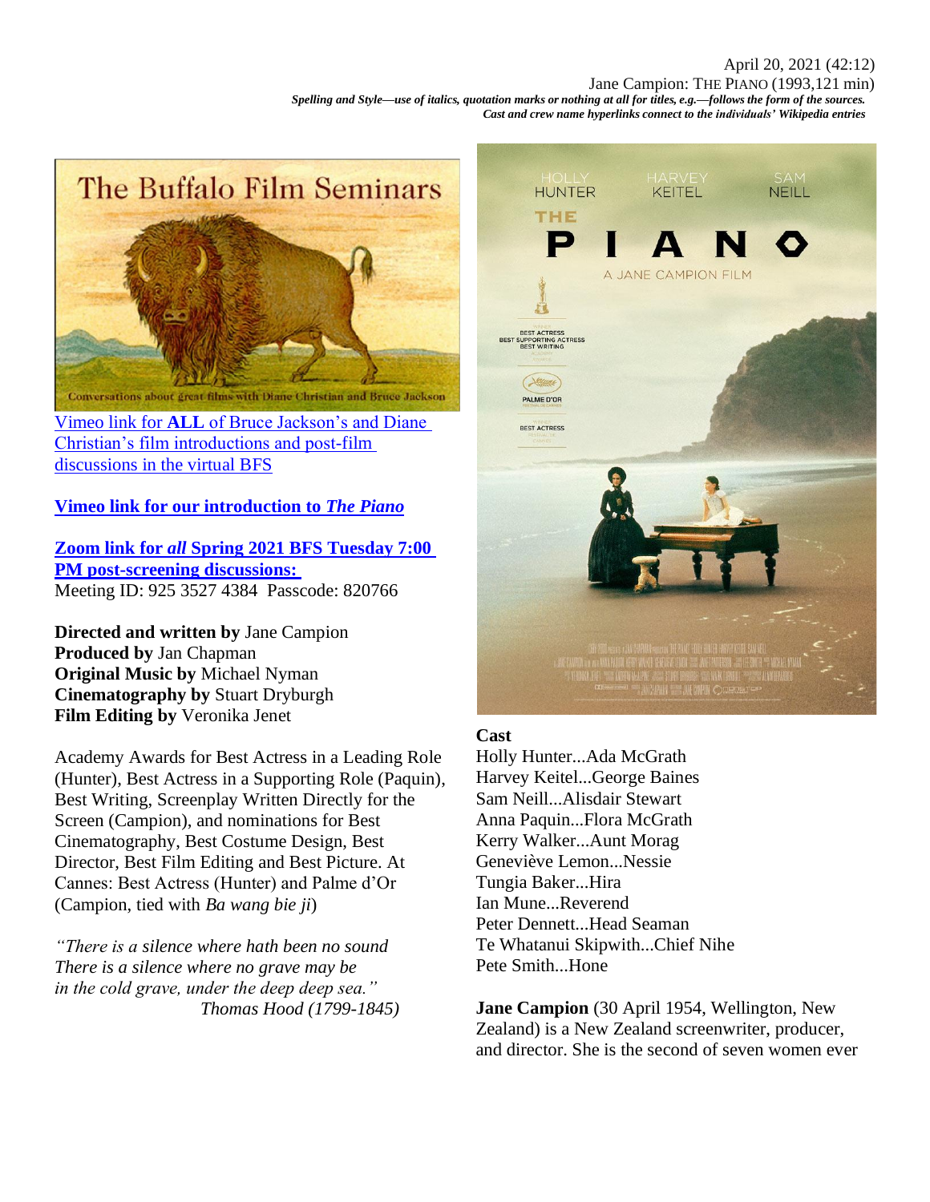April 20, 2021 (42:12)
Jane Campion: THE PIANO (1993,121 min)

*Spelling and Style—use of italics, quotation marks or nothing at all for titles, e.g.—follows the form of the sources.*
*Cast and crew name hyperlinks connect to the individuals' Wikipedia entries*

The Buffalo Film Seminars

Conversations about great films with Diane Christian and Bruce Jackson

Vimeo link for **ALL** of Bruce Jackson's and Diane Christian's film introductions and post-film discussions in the virtual BFS

**Vimeo link for our introduction to *The Piano***

**Zoom link for *all* Spring 2021 BFS Tuesday 7:00 PM post-screening discussions:**
Meeting ID: 925 3527 4384 Passcode: 820766

**Directed and written by** Jane Campion
**Produced by** Jan Chapman
**Original Music by** Michael Nyman
**Cinematography by** Stuart Dryburgh
**Film Editing by** Veronika Jenet

Academy Awards for Best Actress in a Leading Role (Hunter), Best Actress in a Supporting Role (Paquin), Best Writing, Screenplay Written Directly for the Screen (Campion), and nominations for Best Cinematography, Best Costume Design, Best Director, Best Film Editing and Best Picture. At Cannes: Best Actress (Hunter) and Palme d'Or (Campion, tied with *Ba wang bie ji*)

*"There is a silence where hath been no sound*
*There is a silence where no grave may be*
*in the cold grave, under the deep deep sea."*
*Thomas Hood (1799-1845)*

**Cast**
Holly Hunter...Ada McGrath
Harvey Keitel...George Baines
Sam Neill...Alisdair Stewart
Anna Paquin...Flora McGrath
Kerry Walker...Aunt Morag
Geneviève Lemon...Nessie
Tungia Baker...Hira
Ian Mune...Reverend
Peter Dennett...Head Seaman
Te Whatanui Skipwith...Chief Nihe
Pete Smith...Hone

**Jane Campion** (30 April 1954, Wellington, New Zealand) is a New Zealand screenwriter, producer, and director. She is the second of seven women ever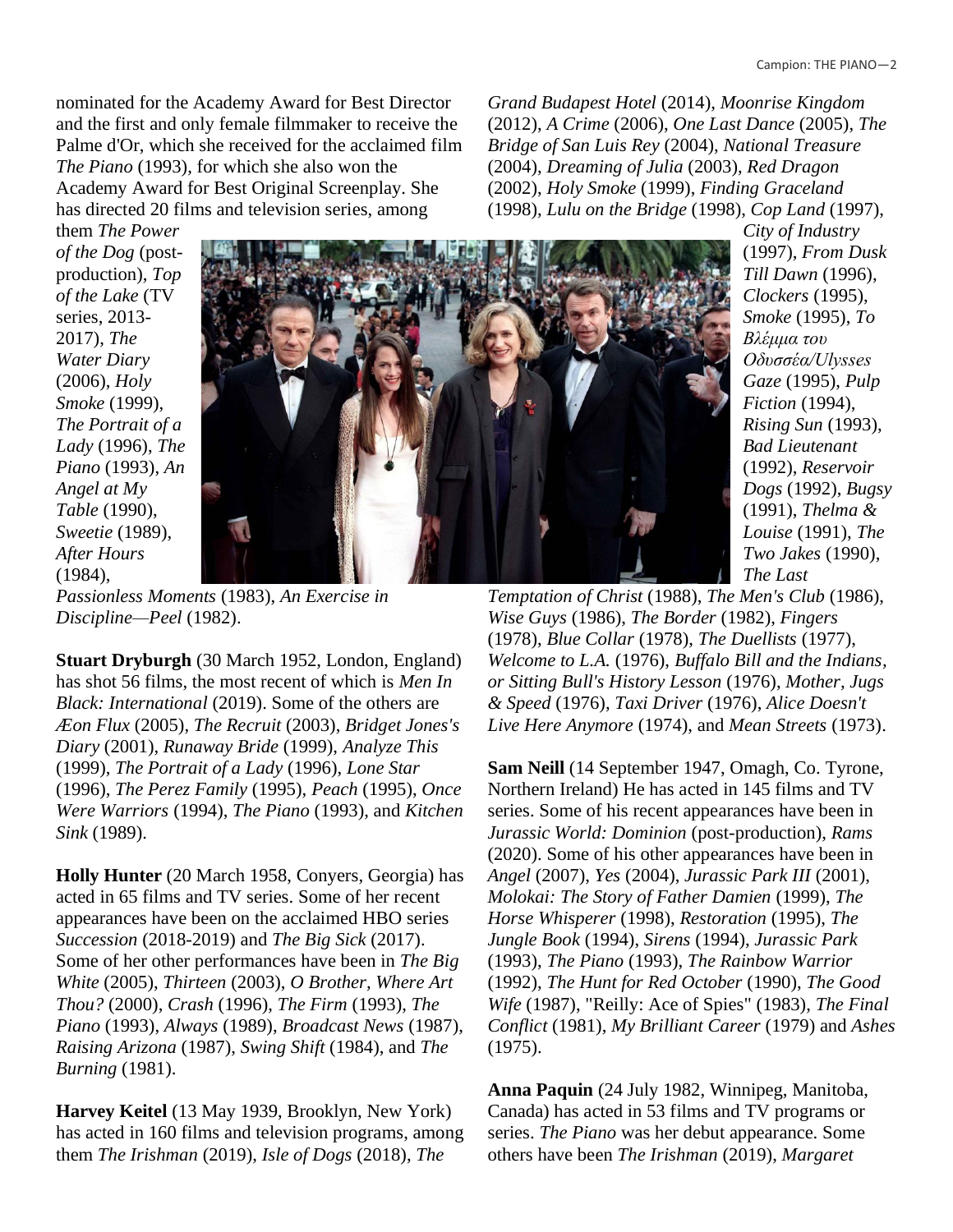nominated for the Academy Award for Best Director and the first and only female filmmaker to receive the Palme d'Or, which she received for the acclaimed film *The Piano* (1993), for which she also won the Academy Award for Best Original Screenplay. She has directed 20 films and television series, among them *The Power of the Dog* (post-production), *Top of the Lake* (TV series, 2013-2017), *The Water Diary* (2006), *Holy Smoke* (1999), *The Portrait of a Lady* (1996), *The Piano* (1993), *An Angel at My Table* (1990), *Sweetie* (1989), *After Hours* (1984), *Passionless Moments* (1983), *An Exercise in Discipline—Peel* (1982).

**Stuart Dryburgh** (30 March 1952, London, England) has shot 56 films, the most recent of which is *Men In Black: International* (2019). Some of the others are *Æon Flux* (2005), *The Recruit* (2003), *Bridget Jones's Diary* (2001), *Runaway Bride* (1999), *Analyze This* (1999), *The Portrait of a Lady* (1996), *Lone Star* (1996), *The Perez Family* (1995), *Peach* (1995), *Once Were Warriors* (1994), *The Piano* (1993), and *Kitchen Sink* (1989).

**Holly Hunter** (20 March 1958, Conyers, Georgia) has acted in 65 films and TV series. Some of her recent appearances have been on the acclaimed HBO series *Succession* (2018-2019) and *The Big Sick* (2017). Some of her other performances have been in *The Big White* (2005), *Thirteen* (2003), *O Brother, Where Art Thou?* (2000), *Crash* (1996), *The Firm* (1993), *The Piano* (1993), *Always* (1989), *Broadcast News* (1987), *Raising Arizona* (1987), *Swing Shift* (1984), and *The Burning* (1981).

**Harvey Keitel** (13 May 1939, Brooklyn, New York) has acted in 160 films and television programs, among them *The Irishman* (2019), *Isle of Dogs* (2018), *The Grand Budapest Hotel* (2014), *Moonrise Kingdom* (2012), *A Crime* (2006), *One Last Dance* (2005), *The Bridge of San Luis Rey* (2004), *National Treasure* (2004), *Dreaming of Julia* (2003), *Red Dragon* (2002), *Holy Smoke* (1999), *Finding Graceland* (1998), *Lulu on the Bridge* (1998), *Cop Land* (1997), *City of Industry* (1997), *From Dusk Till Dawn* (1996), *Clockers* (1995), *Smoke* (1995), *To Βλέμμα του Οδυσσέα/Ulysses Gaze* (1995), *Pulp Fiction* (1994), *Rising Sun* (1993), *Bad Lieutenant* (1992), *Reservoir Dogs* (1992), *Bugsy* (1991), *Thelma & Louise* (1991), *The Two Jakes* (1990), *The Last Temptation of Christ* (1988), *The Men's Club* (1986), *Wise Guys* (1986), *The Border* (1982), *Fingers* (1978), *Blue Collar* (1978), *The Duellists* (1977), *Welcome to L.A.* (1976), *Buffalo Bill and the Indians, or Sitting Bull's History Lesson* (1976), *Mother, Jugs & Speed* (1976), *Taxi Driver* (1976), *Alice Doesn't Live Here Anymore* (1974), and *Mean Streets* (1973).

**Sam Neill** (14 September 1947, Omagh, Co. Tyrone, Northern Ireland) He has acted in 145 films and TV series. Some of his recent appearances have been in *Jurassic World: Dominion* (post-production), *Rams* (2020). Some of his other appearances have been in *Angel* (2007), *Yes* (2004), *Jurassic Park III* (2001), *Molokai: The Story of Father Damien* (1999), *The Horse Whisperer* (1998), *Restoration* (1995), *The Jungle Book* (1994), *Sirens* (1994), *Jurassic Park* (1993), *The Piano* (1993), *The Rainbow Warrior* (1992), *The Hunt for Red October* (1990), *The Good Wife* (1987), "Reilly: Ace of Spies" (1983), *The Final Conflict* (1981), *My Brilliant Career* (1979) and *Ashes* (1975).

**Anna Paquin** (24 July 1982, Winnipeg, Manitoba, Canada) has acted in 53 films and TV programs or series. *The Piano* was her debut appearance. Some others have been *The Irishman* (2019), *Margaret*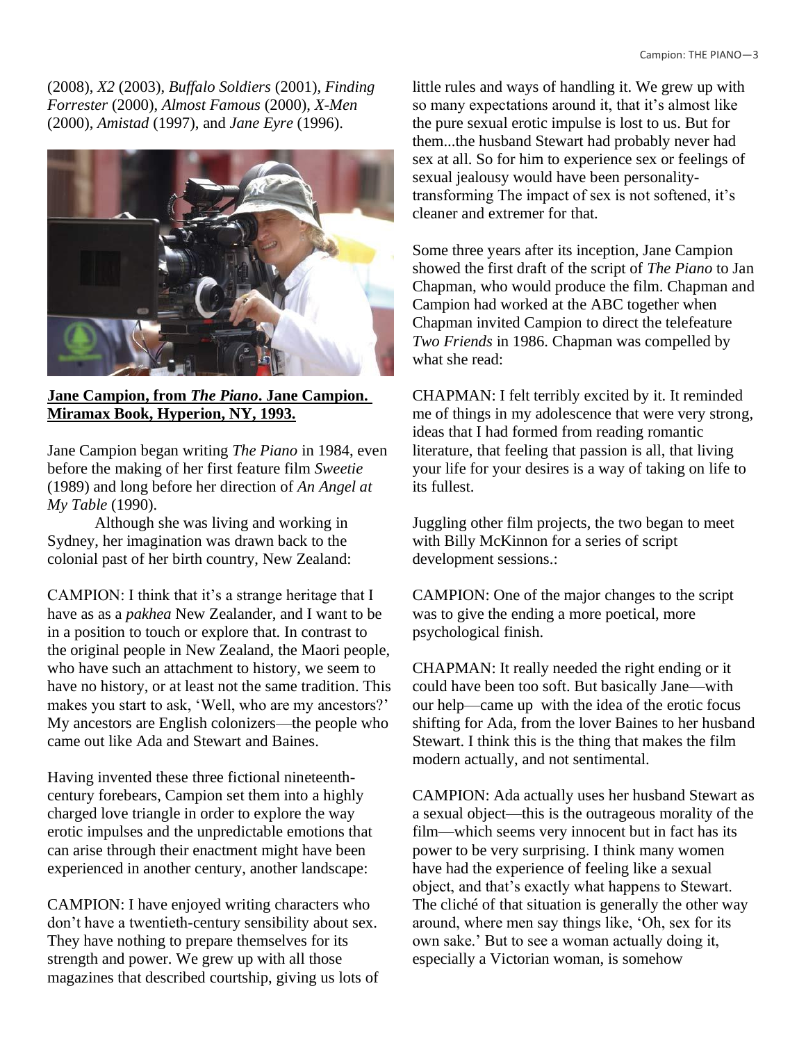(2008), *X2* (2003), *Buffalo Soldiers* (2001), *Finding Forrester* (2000), *Almost Famous* (2000), *X-Men* (2000), *Amistad* (1997), and *Jane Eyre* (1996).

**Jane Campion, from *The Piano*. Jane Campion. Miramax Book, Hyperion, NY, 1993.**

Jane Campion began writing *The Piano* in 1984, even before the making of her first feature film *Sweetie* (1989) and long before her direction of *An Angel at My Table* (1990).

Although she was living and working in Sydney, her imagination was drawn back to the colonial past of her birth country, New Zealand:

CAMPION: I think that it's a strange heritage that I have as as a *pakhea* New Zealander, and I want to be in a position to touch or explore that. In contrast to the original people in New Zealand, the Maori people, who have such an attachment to history, we seem to have no history, or at least not the same tradition. This makes you start to ask, 'Well, who are my ancestors?' My ancestors are English colonizers—the people who came out like Ada and Stewart and Baines.

Having invented these three fictional nineteenth-century forebears, Campion set them into a highly charged love triangle in order to explore the way erotic impulses and the unpredictable emotions that can arise through their enactment might have been experienced in another century, another landscape:

CAMPION: I have enjoyed writing characters who don't have a twentieth-century sensibility about sex. They have nothing to prepare themselves for its strength and power. We grew up with all those magazines that described courtship, giving us lots of little rules and ways of handling it. We grew up with so many expectations around it, that it's almost like the pure sexual erotic impulse is lost to us. But for them...the husband Stewart had probably never had sex at all. So for him to experience sex or feelings of sexual jealousy would have been personality-transforming The impact of sex is not softened, it's cleaner and extremer for that.

Some three years after its inception, Jane Campion showed the first draft of the script of *The Piano* to Jan Chapman, who would produce the film. Chapman and Campion had worked at the ABC together when Chapman invited Campion to direct the telefeature *Two Friends* in 1986. Chapman was compelled by what she read:

CHAPMAN: I felt terribly excited by it. It reminded me of things in my adolescence that were very strong, ideas that I had formed from reading romantic literature, that feeling that passion is all, that living your life for your desires is a way of taking on life to its fullest.

Juggling other film projects, the two began to meet with Billy McKinnon for a series of script development sessions.:

CAMPION: One of the major changes to the script was to give the ending a more poetical, more psychological finish.

CHAPMAN: It really needed the right ending or it could have been too soft. But basically Jane—with our help—came up with the idea of the erotic focus shifting for Ada, from the lover Baines to her husband Stewart. I think this is the thing that makes the film modern actually, and not sentimental.

CAMPION: Ada actually uses her husband Stewart as a sexual object—this is the outrageous morality of the film—which seems very innocent but in fact has its power to be very surprising. I think many women have had the experience of feeling like a sexual object, and that's exactly what happens to Stewart. The cliché of that situation is generally the other way around, where men say things like, 'Oh, sex for its own sake.' But to see a woman actually doing it, especially a Victorian woman, is somehow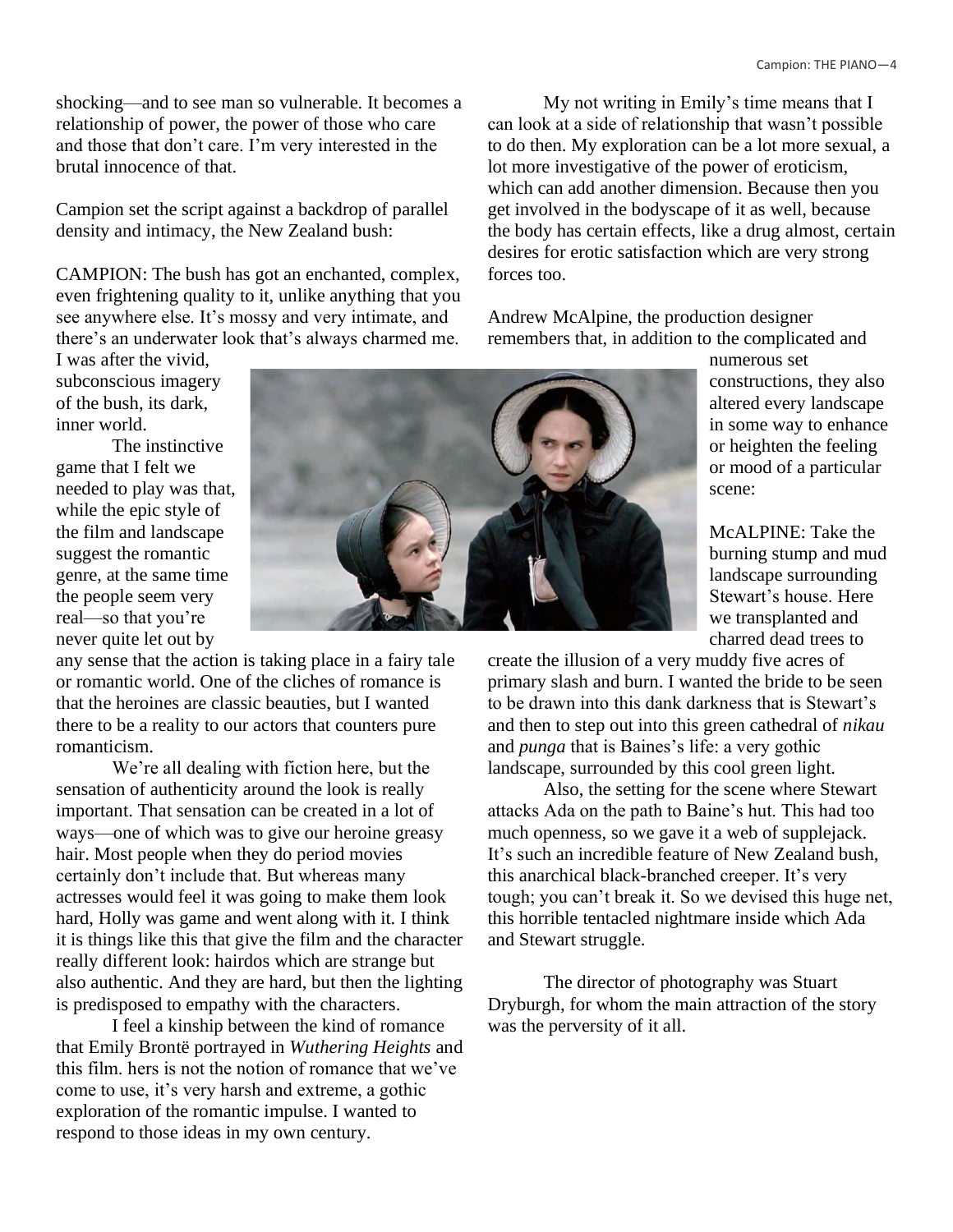shocking—and to see man so vulnerable. It becomes a relationship of power, the power of those who care and those that don't care. I'm very interested in the brutal innocence of that.

Campion set the script against a backdrop of parallel density and intimacy, the New Zealand bush:

CAMPION: The bush has got an enchanted, complex, even frightening quality to it, unlike anything that you see anywhere else. It's mossy and very intimate, and there's an underwater look that's always charmed me. I was after the vivid, subconscious imagery of the bush, its dark, inner world.

The instinctive game that I felt we needed to play was that, while the epic style of the film and landscape suggest the romantic genre, at the same time the people seem very real—so that you're never quite let out by any sense that the action is taking place in a fairy tale or romantic world. One of the cliches of romance is that the heroines are classic beauties, but I wanted there to be a reality to our actors that counters pure romanticism.

We're all dealing with fiction here, but the sensation of authenticity around the look is really important. That sensation can be created in a lot of ways—one of which was to give our heroine greasy hair. Most people when they do period movies certainly don't include that. But whereas many actresses would feel it was going to make them look hard, Holly was game and went along with it. I think it is things like this that give the film and the character really different look: hairdos which are strange but also authentic. And they are hard, but then the lighting is predisposed to empathy with the characters.

I feel a kinship between the kind of romance that Emily Brontë portrayed in *Wuthering Heights* and this film. hers is not the notion of romance that we've come to use, it's very harsh and extreme, a gothic exploration of the romantic impulse. I wanted to respond to those ideas in my own century.

My not writing in Emily's time means that I can look at a side of relationship that wasn't possible to do then. My exploration can be a lot more sexual, a lot more investigative of the power of eroticism, which can add another dimension. Because then you get involved in the bodyscape of it as well, because the body has certain effects, like a drug almost, certain desires for erotic satisfaction which are very strong forces too.

Andrew McAlpine, the production designer remembers that, in addition to the complicated and numerous set constructions, they also altered every landscape in some way to enhance or heighten the feeling or mood of a particular scene:

McALPINE: Take the burning stump and mud landscape surrounding Stewart's house. Here we transplanted and charred dead trees to create the illusion of a very muddy five acres of primary slash and burn. I wanted the bride to be seen to be drawn into this dank darkness that is Stewart's and then to step out into this green cathedral of *nikau* and *punga* that is Baines's life: a very gothic landscape, surrounded by this cool green light.

Also, the setting for the scene where Stewart attacks Ada on the path to Baine's hut. This had too much openness, so we gave it a web of supplejack. It's such an incredible feature of New Zealand bush, this anarchical black-branched creeper. It's very tough; you can't break it. So we devised this huge net, this horrible tentacled nightmare inside which Ada and Stewart struggle.

The director of photography was Stuart Dryburgh, for whom the main attraction of the story was the perversity of it all.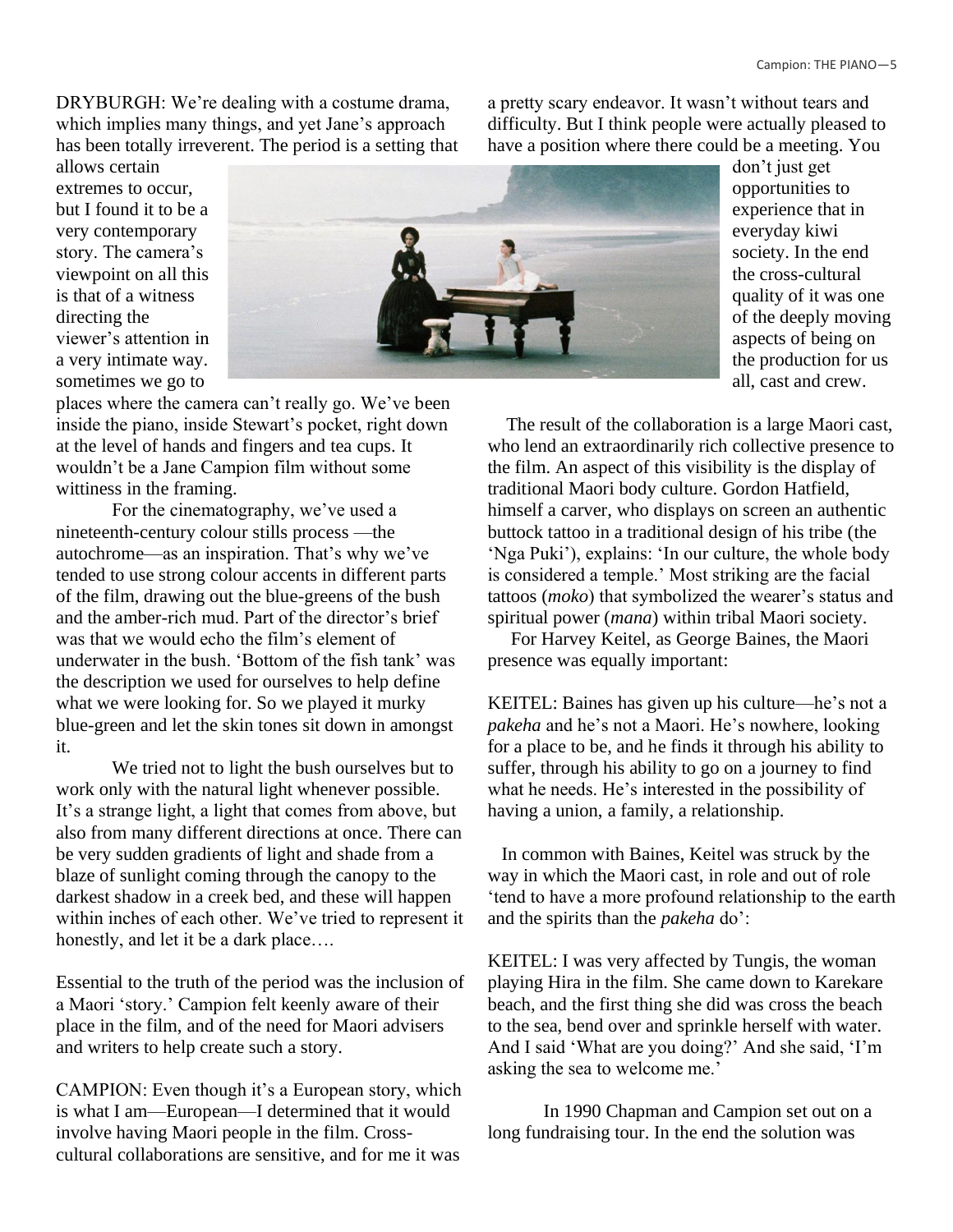DRYBURGH: We're dealing with a costume drama, which implies many things, and yet Jane's approach has been totally irreverent. The period is a setting that allows certain extremes to occur, but I found it to be a very contemporary story. The camera's viewpoint on all this is that of a witness directing the viewer's attention in a very intimate way. sometimes we go to places where the camera can't really go. We've been inside the piano, inside Stewart's pocket, right down at the level of hands and fingers and tea cups. It wouldn't be a Jane Campion film without some wittiness in the framing.

For the cinematography, we've used a nineteenth-century colour stills process —the autochrome—as an inspiration. That's why we've tended to use strong colour accents in different parts of the film, drawing out the blue-greens of the bush and the amber-rich mud. Part of the director's brief was that we would echo the film's element of underwater in the bush. 'Bottom of the fish tank' was the description we used for ourselves to help define what we were looking for. So we played it murky blue-green and let the skin tones sit down in amongst it.

We tried not to light the bush ourselves but to work only with the natural light whenever possible. It's a strange light, a light that comes from above, but also from many different directions at once. There can be very sudden gradients of light and shade from a blaze of sunlight coming through the canopy to the darkest shadow in a creek bed, and these will happen within inches of each other. We've tried to represent it honestly, and let it be a dark place….

Essential to the truth of the period was the inclusion of a Maori 'story.' Campion felt keenly aware of their place in the film, and of the need for Maori advisers and writers to help create such a story.

CAMPION: Even though it's a European story, which is what I am—European—I determined that it would involve having Maori people in the film. Cross-cultural collaborations are sensitive, and for me it was a pretty scary endeavor. It wasn't without tears and difficulty. But I think people were actually pleased to have a position where there could be a meeting. You don't just get opportunities to experience that in everyday kiwi society. In the end the cross-cultural quality of it was one of the deeply moving aspects of being on the production for us all, cast and crew.

The result of the collaboration is a large Maori cast, who lend an extraordinarily rich collective presence to the film. An aspect of this visibility is the display of traditional Maori body culture. Gordon Hatfield, himself a carver, who displays on screen an authentic buttock tattoo in a traditional design of his tribe (the 'Nga Puki'), explains: 'In our culture, the whole body is considered a temple.' Most striking are the facial tattoos (*moko*) that symbolized the wearer's status and spiritual power (*mana*) within tribal Maori society.

For Harvey Keitel, as George Baines, the Maori presence was equally important:

KEITEL: Baines has given up his culture—he's not a *pakeha* and he's not a Maori. He's nowhere, looking for a place to be, and he finds it through his ability to suffer, through his ability to go on a journey to find what he needs. He's interested in the possibility of having a union, a family, a relationship.

In common with Baines, Keitel was struck by the way in which the Maori cast, in role and out of role 'tend to have a more profound relationship to the earth and the spirits than the *pakeha* do':

KEITEL: I was very affected by Tungis, the woman playing Hira in the film. She came down to Karekare beach, and the first thing she did was cross the beach to the sea, bend over and sprinkle herself with water. And I said 'What are you doing?' And she said, 'I'm asking the sea to welcome me.'

In 1990 Chapman and Campion set out on a long fundraising tour. In the end the solution was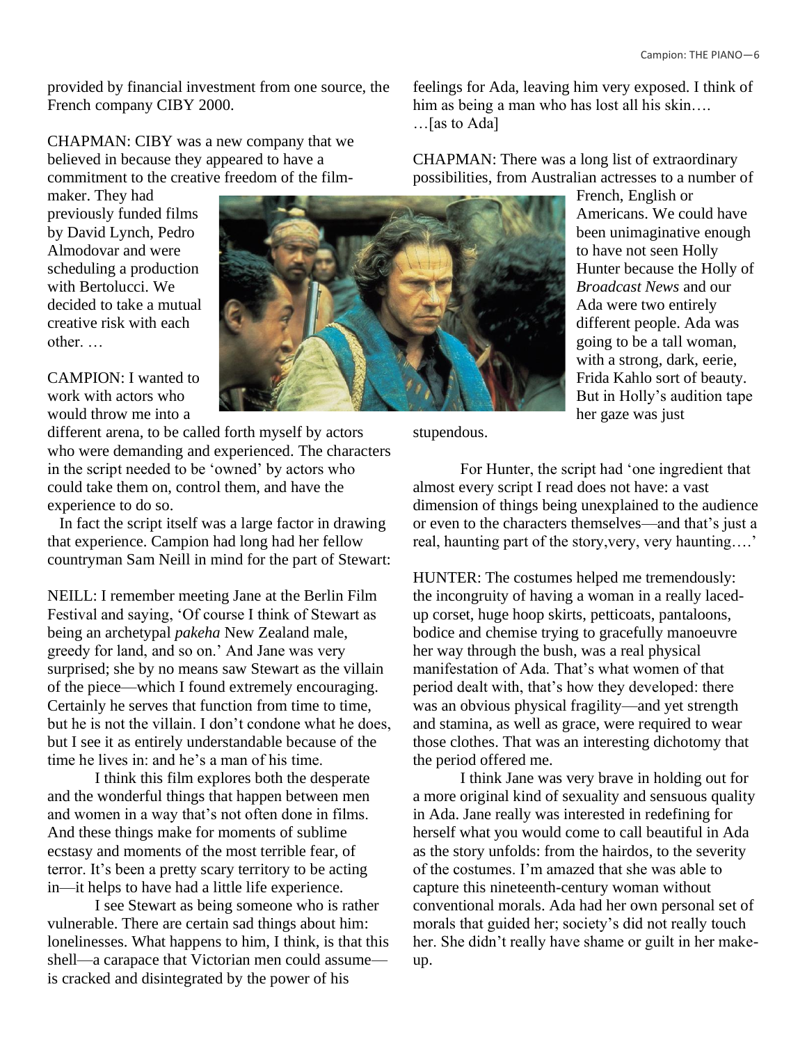provided by financial investment from one source, the French company CIBY 2000.

CHAPMAN: CIBY was a new company that we believed in because they appeared to have a commitment to the creative freedom of the film-maker. They had previously funded films by David Lynch, Pedro Almodovar and were scheduling a production with Bertolucci. We decided to take a mutual creative risk with each other. …

CAMPION: I wanted to work with actors who would throw me into a different arena, to be called forth myself by actors who were demanding and experienced. The characters in the script needed to be 'owned' by actors who could take them on, control them, and have the experience to do so.

In fact the script itself was a large factor in drawing that experience. Campion had long had her fellow countryman Sam Neill in mind for the part of Stewart:

NEILL: I remember meeting Jane at the Berlin Film Festival and saying, 'Of course I think of Stewart as being an archetypal *pakeha* New Zealand male, greedy for land, and so on.' And Jane was very surprised; she by no means saw Stewart as the villain of the piece—which I found extremely encouraging. Certainly he serves that function from time to time, but he is not the villain. I don't condone what he does, but I see it as entirely understandable because of the time he lives in: and he's a man of his time.

I think this film explores both the desperate and the wonderful things that happen between men and women in a way that's not often done in films. And these things make for moments of sublime ecstasy and moments of the most terrible fear, of terror. It's been a pretty scary territory to be acting in—it helps to have had a little life experience.

I see Stewart as being someone who is rather vulnerable. There are certain sad things about him: lonelinesses. What happens to him, I think, is that this shell—a carapace that Victorian men could assume—is cracked and disintegrated by the power of his feelings for Ada, leaving him very exposed. I think of him as being a man who has lost all his skin….

…[as to Ada]

CHAPMAN: There was a long list of extraordinary possibilities, from Australian actresses to a number of French, English or Americans. We could have been unimaginative enough to have not seen Holly Hunter because the Holly of *Broadcast News* and our Ada were two entirely different people. Ada was going to be a tall woman, with a strong, dark, eerie, Frida Kahlo sort of beauty. But in Holly's audition tape her gaze was just stupendous.

For Hunter, the script had 'one ingredient that almost every script I read does not have: a vast dimension of things being unexplained to the audience or even to the characters themselves—and that's just a real, haunting part of the story,very, very haunting….'

HUNTER: The costumes helped me tremendously: the incongruity of having a woman in a really laced-up corset, huge hoop skirts, petticoats, pantaloons, bodice and chemise trying to gracefully manoeuvre her way through the bush, was a real physical manifestation of Ada. That's what women of that period dealt with, that's how they developed: there was an obvious physical fragility—and yet strength and stamina, as well as grace, were required to wear those clothes. That was an interesting dichotomy that the period offered me.

I think Jane was very brave in holding out for a more original kind of sexuality and sensuous quality in Ada. Jane really was interested in redefining for herself what you would come to call beautiful in Ada as the story unfolds: from the hairdos, to the severity of the costumes. I'm amazed that she was able to capture this nineteenth-century woman without conventional morals. Ada had her own personal set of morals that guided her; society's did not really touch her. She didn't really have shame or guilt in her make-up.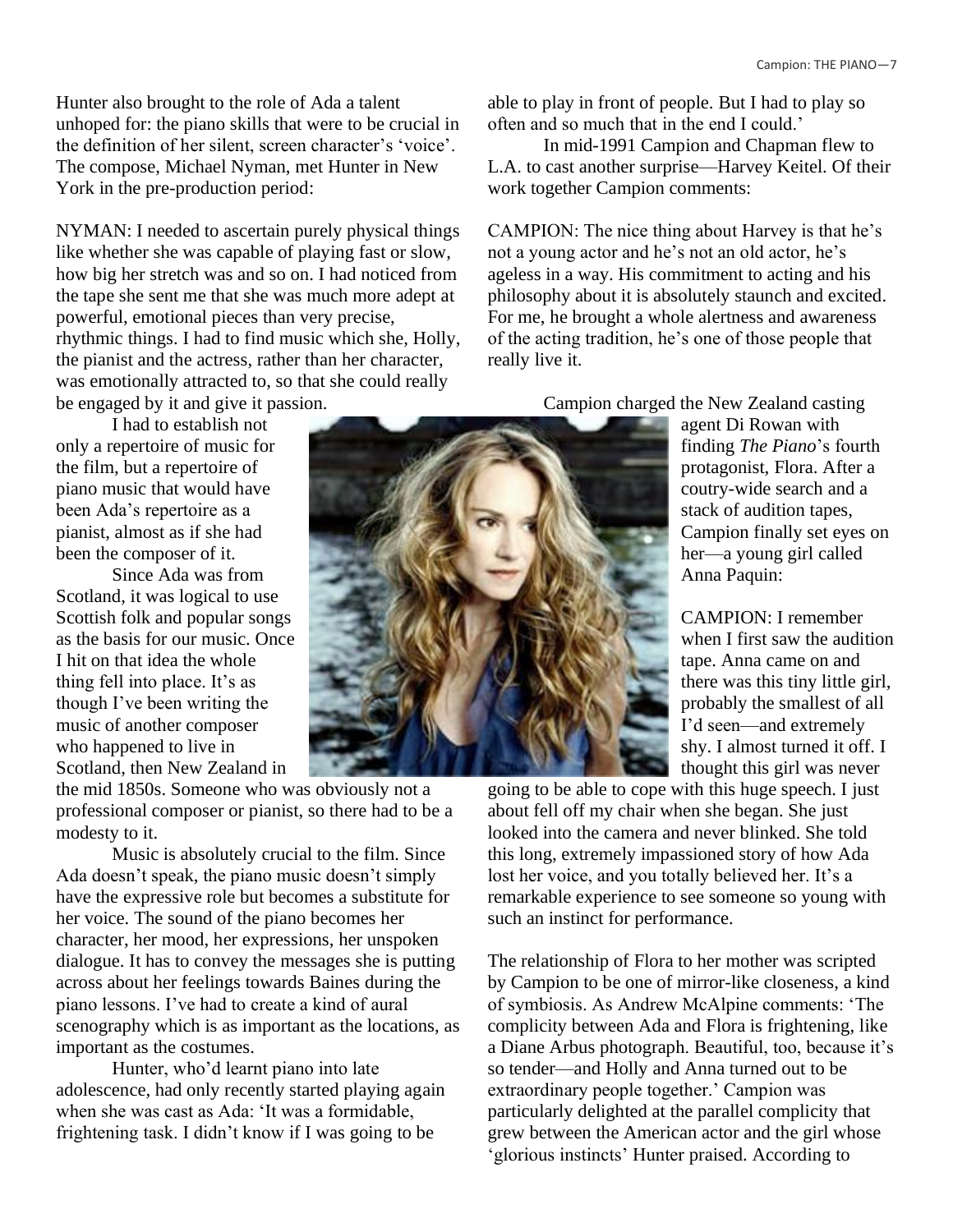Hunter also brought to the role of Ada a talent unhoped for: the piano skills that were to be crucial in the definition of her silent, screen character's 'voice'. The compose, Michael Nyman, met Hunter in New York in the pre-production period:

NYMAN: I needed to ascertain purely physical things like whether she was capable of playing fast or slow, how big her stretch was and so on. I had noticed from the tape she sent me that she was much more adept at powerful, emotional pieces than very precise, rhythmic things. I had to find music which she, Holly, the pianist and the actress, rather than her character, was emotionally attracted to, so that she could really be engaged by it and give it passion.

I had to establish not only a repertoire of music for the film, but a repertoire of piano music that would have been Ada's repertoire as a pianist, almost as if she had been the composer of it.

Since Ada was from Scotland, it was logical to use Scottish folk and popular songs as the basis for our music. Once I hit on that idea the whole thing fell into place. It's as though I've been writing the music of another composer who happened to live in Scotland, then New Zealand in the mid 1850s. Someone who was obviously not a professional composer or pianist, so there had to be a modesty to it.

Music is absolutely crucial to the film. Since Ada doesn't speak, the piano music doesn't simply have the expressive role but becomes a substitute for her voice. The sound of the piano becomes her character, her mood, her expressions, her unspoken dialogue. It has to convey the messages she is putting across about her feelings towards Baines during the piano lessons. I've had to create a kind of aural scenography which is as important as the locations, as important as the costumes.

Hunter, who'd learnt piano into late adolescence, had only recently started playing again when she was cast as Ada: 'It was a formidable, frightening task. I didn't know if I was going to be able to play in front of people. But I had to play so often and so much that in the end I could.'

In mid-1991 Campion and Chapman flew to L.A. to cast another surprise—Harvey Keitel. Of their work together Campion comments:

CAMPION: The nice thing about Harvey is that he's not a young actor and he's not an old actor, he's ageless in a way. His commitment to acting and his philosophy about it is absolutely staunch and excited. For me, he brought a whole alertness and awareness of the acting tradition, he's one of those people that really live it.

Campion charged the New Zealand casting agent Di Rowan with finding *The Piano*'s fourth protagonist, Flora. After a coutry-wide search and a stack of audition tapes, Campion finally set eyes on her—a young girl called Anna Paquin:

CAMPION: I remember when I first saw the audition tape. Anna came on and there was this tiny little girl, probably the smallest of all I'd seen—and extremely shy. I almost turned it off. I thought this girl was never going to be able to cope with this huge speech. I just about fell off my chair when she began. She just looked into the camera and never blinked. She told this long, extremely impassioned story of how Ada lost her voice, and you totally believed her. It's a remarkable experience to see someone so young with such an instinct for performance.

The relationship of Flora to her mother was scripted by Campion to be one of mirror-like closeness, a kind of symbiosis. As Andrew McAlpine comments: 'The complicity between Ada and Flora is frightening, like a Diane Arbus photograph. Beautiful, too, because it's so tender—and Holly and Anna turned out to be extraordinary people together.' Campion was particularly delighted at the parallel complicity that grew between the American actor and the girl whose 'glorious instincts' Hunter praised. According to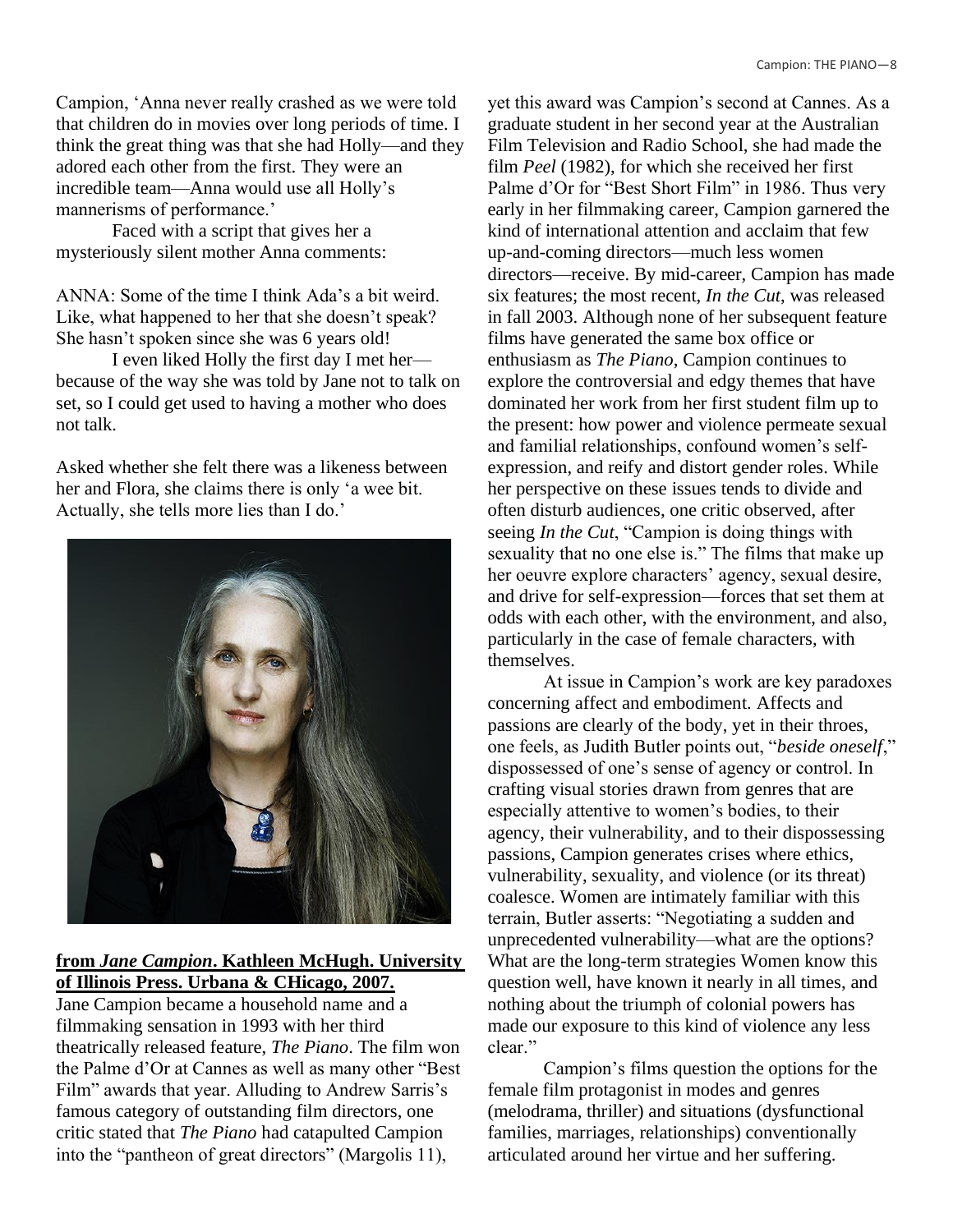Campion, 'Anna never really crashed as we were told that children do in movies over long periods of time. I think the great thing was that she had Holly—and they adored each other from the first. They were an incredible team—Anna would use all Holly's mannerisms of performance.'

Faced with a script that gives her a mysteriously silent mother Anna comments:

ANNA: Some of the time I think Ada's a bit weird. Like, what happened to her that she doesn't speak? She hasn't spoken since she was 6 years old!

I even liked Holly the first day I met her—because of the way she was told by Jane not to talk on set, so I could get used to having a mother who does not talk.

Asked whether she felt there was a likeness between her and Flora, she claims there is only 'a wee bit. Actually, she tells more lies than I do.'

**from *Jane Campion*. Kathleen McHugh. University of Illinois Press. Urbana & CHicago, 2007.**

Jane Campion became a household name and a filmmaking sensation in 1993 with her third theatrically released feature, *The Piano*. The film won the Palme d'Or at Cannes as well as many other "Best Film" awards that year. Alluding to Andrew Sarris's famous category of outstanding film directors, one critic stated that *The Piano* had catapulted Campion into the "pantheon of great directors" (Margolis 11), yet this award was Campion's second at Cannes. As a graduate student in her second year at the Australian Film Television and Radio School, she had made the film *Peel* (1982), for which she received her first Palme d'Or for "Best Short Film" in 1986. Thus very early in her filmmaking career, Campion garnered the kind of international attention and acclaim that few up-and-coming directors—much less women directors—receive. By mid-career, Campion has made six features; the most recent, *In the Cut*, was released in fall 2003. Although none of her subsequent feature films have generated the same box office or enthusiasm as *The Piano*, Campion continues to explore the controversial and edgy themes that have dominated her work from her first student film up to the present: how power and violence permeate sexual and familial relationships, confound women's self-expression, and reify and distort gender roles. While her perspective on these issues tends to divide and often disturb audiences, one critic observed, after seeing *In the Cut*, "Campion is doing things with sexuality that no one else is." The films that make up her oeuvre explore characters' agency, sexual desire, and drive for self-expression—forces that set them at odds with each other, with the environment, and also, particularly in the case of female characters, with themselves.

At issue in Campion's work are key paradoxes concerning affect and embodiment. Affects and passions are clearly of the body, yet in their throes, one feels, as Judith Butler points out, "*beside oneself*," dispossessed of one's sense of agency or control. In crafting visual stories drawn from genres that are especially attentive to women's bodies, to their agency, their vulnerability, and to their dispossessing passions, Campion generates crises where ethics, vulnerability, sexuality, and violence (or its threat) coalesce. Women are intimately familiar with this terrain, Butler asserts: "Negotiating a sudden and unprecedented vulnerability—what are the options? What are the long-term strategies Women know this question well, have known it nearly in all times, and nothing about the triumph of colonial powers has made our exposure to this kind of violence any less clear."

Campion's films question the options for the female film protagonist in modes and genres (melodrama, thriller) and situations (dysfunctional families, marriages, relationships) conventionally articulated around her virtue and her suffering.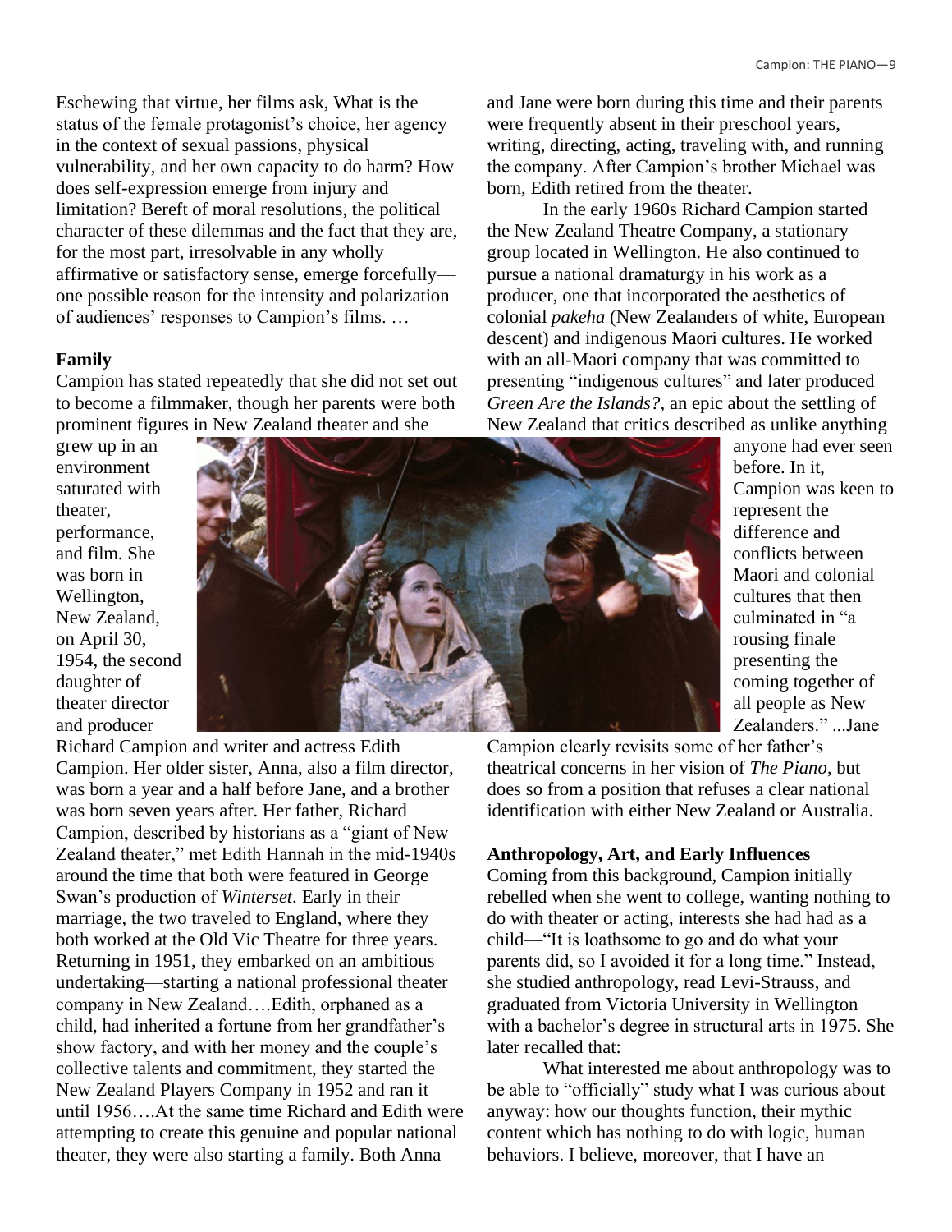Eschewing that virtue, her films ask, What is the status of the female protagonist's choice, her agency in the context of sexual passions, physical vulnerability, and her own capacity to do harm? How does self-expression emerge from injury and limitation? Bereft of moral resolutions, the political character of these dilemmas and the fact that they are, for the most part, irresolvable in any wholly affirmative or satisfactory sense, emerge forcefully—one possible reason for the intensity and polarization of audiences' responses to Campion's films. …

**Family**

Campion has stated repeatedly that she did not set out to become a filmmaker, though her parents were both prominent figures in New Zealand theater and she grew up in an environment saturated with theater, performance, and film. She was born in Wellington, New Zealand, on April 30, 1954, the second daughter of theater director and producer Richard Campion and writer and actress Edith Campion. Her older sister, Anna, also a film director, was born a year and a half before Jane, and a brother was born seven years after. Her father, Richard Campion, described by historians as a "giant of New Zealand theater," met Edith Hannah in the mid-1940s around the time that both were featured in George Swan's production of *Winterset*. Early in their marriage, the two traveled to England, where they both worked at the Old Vic Theatre for three years. Returning in 1951, they embarked on an ambitious undertaking—starting a national professional theater company in New Zealand….Edith, orphaned as a child, had inherited a fortune from her grandfather's show factory, and with her money and the couple's collective talents and commitment, they started the New Zealand Players Company in 1952 and ran it until 1956….At the same time Richard and Edith were attempting to create this genuine and popular national theater, they were also starting a family. Both Anna and Jane were born during this time and their parents were frequently absent in their preschool years, writing, directing, acting, traveling with, and running the company. After Campion's brother Michael was born, Edith retired from the theater.

In the early 1960s Richard Campion started the New Zealand Theatre Company, a stationary group located in Wellington. He also continued to pursue a national dramaturgy in his work as a producer, one that incorporated the aesthetics of colonial *pakeha* (New Zealanders of white, European descent) and indigenous Maori cultures. He worked with an all-Maori company that was committed to presenting "indigenous cultures" and later produced *Green Are the Islands?*, an epic about the settling of New Zealand that critics described as unlike anything anyone had ever seen before. In it, Campion was keen to represent the difference and conflicts between Maori and colonial cultures that then culminated in "a rousing finale presenting the coming together of all people as New Zealanders." ...Jane Campion clearly revisits some of her father's theatrical concerns in her vision of *The Piano*, but does so from a position that refuses a clear national identification with either New Zealand or Australia.

**Anthropology, Art, and Early Influences**

Coming from this background, Campion initially rebelled when she went to college, wanting nothing to do with theater or acting, interests she had had as a child—"It is loathsome to go and do what your parents did, so I avoided it for a long time." Instead, she studied anthropology, read Levi-Strauss, and graduated from Victoria University in Wellington with a bachelor's degree in structural arts in 1975. She later recalled that:

What interested me about anthropology was to be able to "officially" study what I was curious about anyway: how our thoughts function, their mythic content which has nothing to do with logic, human behaviors. I believe, moreover, that I have an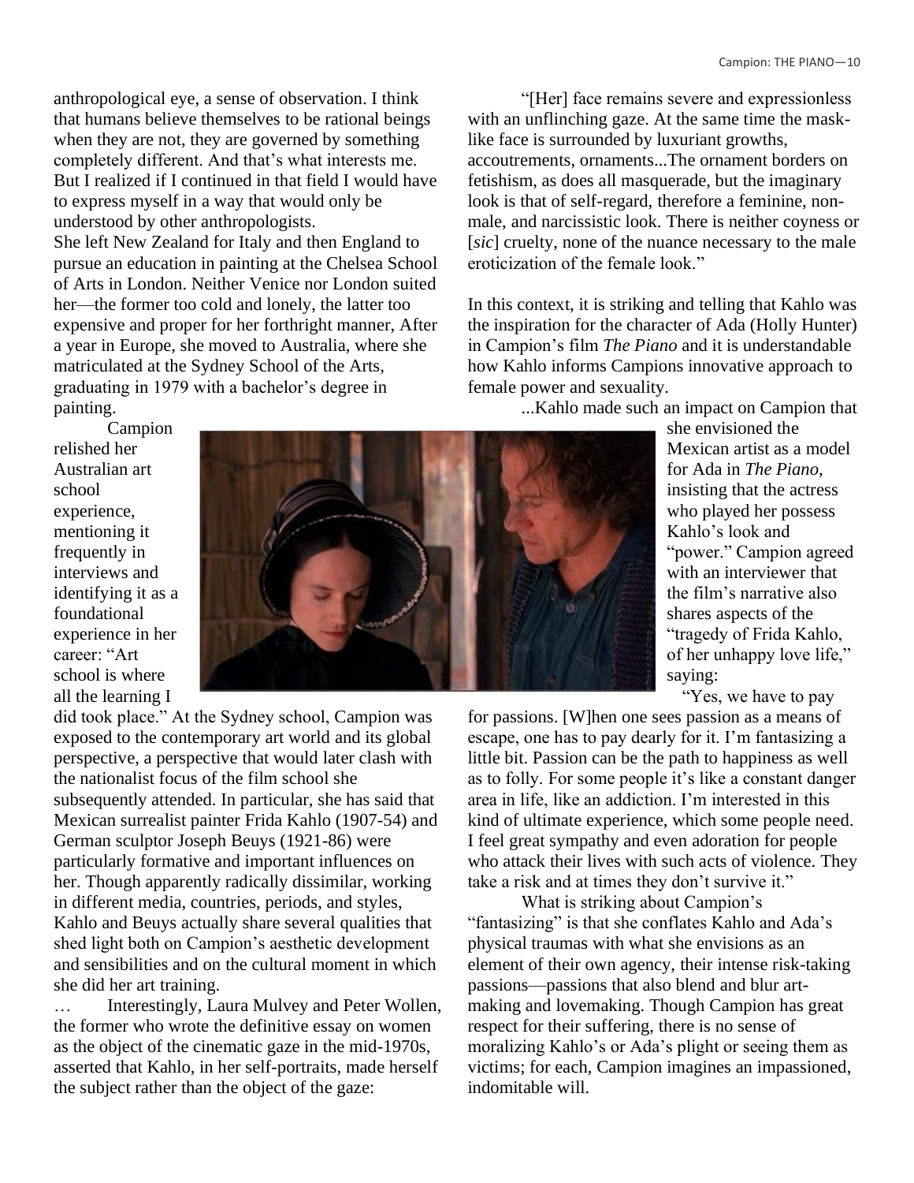anthropological eye, a sense of observation. I think that humans believe themselves to be rational beings when they are not, they are governed by something completely different. And that's what interests me. But I realized if I continued in that field I would have to express myself in a way that would only be understood by other anthropologists.

She left New Zealand for Italy and then England to pursue an education in painting at the Chelsea School of Arts in London. Neither Venice nor London suited her—the former too cold and lonely, the latter too expensive and proper for her forthright manner, After a year in Europe, she moved to Australia, where she matriculated at the Sydney School of the Arts, graduating in 1979 with a bachelor's degree in painting.

Campion relished her Australian art school experience, mentioning it frequently in interviews and identifying it as a foundational experience in her career: "Art school is where all the learning I did took place." At the Sydney school, Campion was exposed to the contemporary art world and its global perspective, a perspective that would later clash with the nationalist focus of the film school she subsequently attended. In particular, she has said that Mexican surrealist painter Frida Kahlo (1907-54) and German sculptor Joseph Beuys (1921-86) were particularly formative and important influences on her. Though apparently radically dissimilar, working in different media, countries, periods, and styles, Kahlo and Beuys actually share several qualities that shed light both on Campion's aesthetic development and sensibilities and on the cultural moment in which she did her art training.

… Interestingly, Laura Mulvey and Peter Wollen, the former who wrote the definitive essay on women as the object of the cinematic gaze in the mid-1970s, asserted that Kahlo, in her self-portraits, made herself the subject rather than the object of the gaze:

"[Her] face remains severe and expressionless with an unflinching gaze. At the same time the mask-like face is surrounded by luxuriant growths, accoutrements, ornaments...The ornament borders on fetishism, as does all masquerade, but the imaginary look is that of self-regard, therefore a feminine, non-male, and narcissistic look. There is neither coyness or [*sic*] cruelty, none of the nuance necessary to the male eroticization of the female look."

In this context, it is striking and telling that Kahlo was the inspiration for the character of Ada (Holly Hunter) in Campion's film *The Piano* and it is understandable how Kahlo informs Campions innovative approach to female power and sexuality.

...Kahlo made such an impact on Campion that she envisioned the Mexican artist as a model for Ada in *The Piano*, insisting that the actress who played her possess Kahlo's look and "power." Campion agreed with an interviewer that the film's narrative also shares aspects of the "tragedy of Frida Kahlo, of her unhappy love life," saying:

"Yes, we have to pay for passions. [W]hen one sees passion as a means of escape, one has to pay dearly for it. I'm fantasizing a little bit. Passion can be the path to happiness as well as to folly. For some people it's like a constant danger area in life, like an addiction. I'm interested in this kind of ultimate experience, which some people need. I feel great sympathy and even adoration for people who attack their lives with such acts of violence. They take a risk and at times they don't survive it."

What is striking about Campion's "fantasizing" is that she conflates Kahlo and Ada's physical traumas with what she envisions as an element of their own agency, their intense risk-taking passions—passions that also blend and blur art-making and lovemaking. Though Campion has great respect for their suffering, there is no sense of moralizing Kahlo's or Ada's plight or seeing them as victims; for each, Campion imagines an impassioned, indomitable will.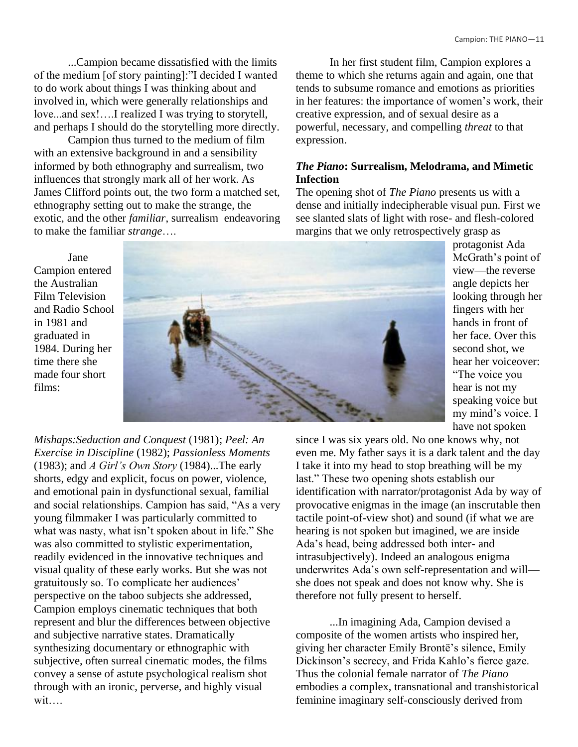...Campion became dissatisfied with the limits of the medium [of story painting]:"I decided I wanted to do work about things I was thinking about and involved in, which were generally relationships and love...and sex!….I realized I was trying to storytell, and perhaps I should do the storytelling more directly.

Campion thus turned to the medium of film with an extensive background in and a sensibility informed by both ethnography and surrealism, two influences that strongly mark all of her work. As James Clifford points out, the two form a matched set, ethnography setting out to make the strange, the exotic, and the other *familiar*, surrealism endeavoring to make the familiar *strange*….

Jane Campion entered the Australian Film Television and Radio School in 1981 and graduated in 1984. During her time there she made four short films: *Mishaps:Seduction and Conquest* (1981); *Peel: An Exercise in Discipline* (1982); *Passionless Moments* (1983); and *A Girl's Own Story* (1984)...The early shorts, edgy and explicit, focus on power, violence, and emotional pain in dysfunctional sexual, familial and social relationships. Campion has said, "As a very young filmmaker I was particularly committed to what was nasty, what isn't spoken about in life." She was also committed to stylistic experimentation, readily evidenced in the innovative techniques and visual quality of these early works. But she was not gratuitously so. To complicate her audiences' perspective on the taboo subjects she addressed, Campion employs cinematic techniques that both represent and blur the differences between objective and subjective narrative states. Dramatically synthesizing documentary or ethnographic with subjective, often surreal cinematic modes, the films convey a sense of astute psychological realism shot through with an ironic, perverse, and highly visual wit….

In her first student film, Campion explores a theme to which she returns again and again, one that tends to subsume romance and emotions as priorities in her features: the importance of women's work, their creative expression, and of sexual desire as a powerful, necessary, and compelling *threat* to that expression.

### *The Piano*: Surrealism, Melodrama, and Mimetic Infection

The opening shot of *The Piano* presents us with a dense and initially indecipherable visual pun. First we see slanted slats of light with rose- and flesh-colored margins that we only retrospectively grasp as protagonist Ada McGrath's point of view—the reverse angle depicts her looking through her fingers with her hands in front of her face. Over this second shot, we hear her voiceover: "The voice you hear is not my speaking voice but my mind's voice. I have not spoken since I was six years old. No one knows why, not even me. My father says it is a dark talent and the day I take it into my head to stop breathing will be my last." These two opening shots establish our identification with narrator/protagonist Ada by way of provocative enigmas in the image (an inscrutable then tactile point-of-view shot) and sound (if what we are hearing is not spoken but imagined, we are inside Ada's head, being addressed both inter- and intrasubjectively). Indeed an analogous enigma underwrites Ada's own self-representation and will—she does not speak and does not know why. She is therefore not fully present to herself.

...In imagining Ada, Campion devised a composite of the women artists who inspired her, giving her character Emily Brontë's silence, Emily Dickinson's secrecy, and Frida Kahlo's fierce gaze. Thus the colonial female narrator of *The Piano* embodies a complex, transnational and transhistorical feminine imaginary self-consciously derived from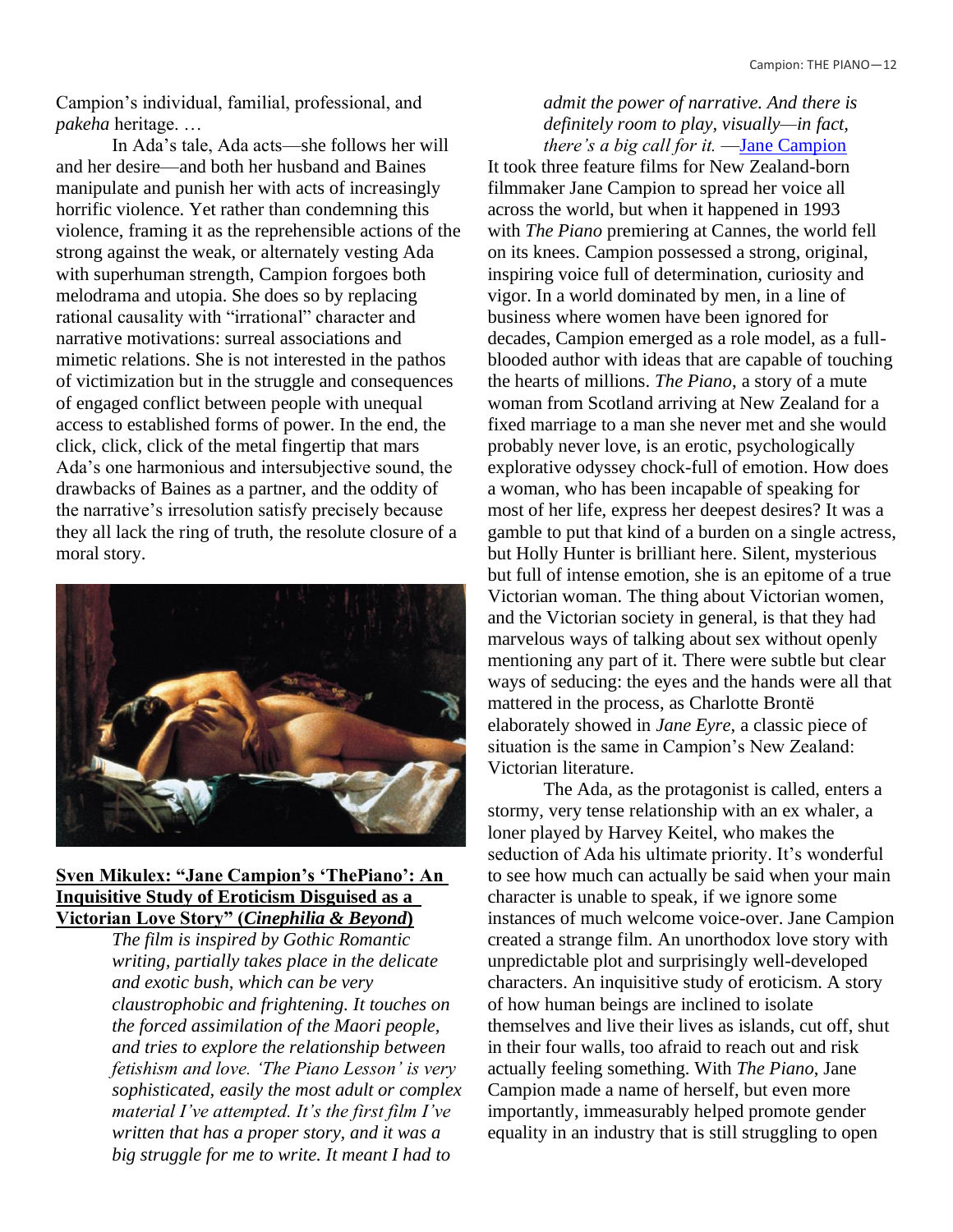Campion's individual, familial, professional, and *pakeha* heritage. …

In Ada's tale, Ada acts—she follows her will and her desire—and both her husband and Baines manipulate and punish her with acts of increasingly horrific violence. Yet rather than condemning this violence, framing it as the reprehensible actions of the strong against the weak, or alternately vesting Ada with superhuman strength, Campion forgoes both melodrama and utopia. She does so by replacing rational causality with "irrational" character and narrative motivations: surreal associations and mimetic relations. She is not interested in the pathos of victimization but in the struggle and consequences of engaged conflict between people with unequal access to established forms of power. In the end, the click, click, click of the metal fingertip that mars Ada's one harmonious and intersubjective sound, the drawbacks of Baines as a partner, and the oddity of the narrative's irresolution satisfy precisely because they all lack the ring of truth, the resolute closure of a moral story.

**Sven Mikulex: "Jane Campion's 'ThePiano': An Inquisitive Study of Eroticism Disguised as a Victorian Love Story" (*Cinephilia & Beyond*)**

> *The film is inspired by Gothic Romantic writing, partially takes place in the delicate and exotic bush, which can be very claustrophobic and frightening. It touches on the forced assimilation of the Maori people, and tries to explore the relationship between fetishism and love. 'The Piano Lesson' is very sophisticated, easily the most adult or complex material I've attempted. It's the first film I've written that has a proper story, and it was a big struggle for me to write. It meant I had to admit the power of narrative. And there is definitely room to play, visually—in fact, there's a big call for it.* —Jane Campion

It took three feature films for New Zealand-born filmmaker Jane Campion to spread her voice all across the world, but when it happened in 1993 with *The Piano* premiering at Cannes, the world fell on its knees. Campion possessed a strong, original, inspiring voice full of determination, curiosity and vigor. In a world dominated by men, in a line of business where women have been ignored for decades, Campion emerged as a role model, as a full-blooded author with ideas that are capable of touching the hearts of millions. *The Piano*, a story of a mute woman from Scotland arriving at New Zealand for a fixed marriage to a man she never met and she would probably never love, is an erotic, psychologically explorative odyssey chock-full of emotion. How does a woman, who has been incapable of speaking for most of her life, express her deepest desires? It was a gamble to put that kind of a burden on a single actress, but Holly Hunter is brilliant here. Silent, mysterious but full of intense emotion, she is an epitome of a true Victorian woman. The thing about Victorian women, and the Victorian society in general, is that they had marvelous ways of talking about sex without openly mentioning any part of it. There were subtle but clear ways of seducing: the eyes and the hands were all that mattered in the process, as Charlotte Brontë elaborately showed in *Jane Eyre*, a classic piece of situation is the same in Campion's New Zealand: Victorian literature.

The Ada, as the protagonist is called, enters a stormy, very tense relationship with an ex whaler, a loner played by Harvey Keitel, who makes the seduction of Ada his ultimate priority. It's wonderful to see how much can actually be said when your main character is unable to speak, if we ignore some instances of much welcome voice-over. Jane Campion created a strange film. An unorthodox love story with unpredictable plot and surprisingly well-developed characters. An inquisitive study of eroticism. A story of how human beings are inclined to isolate themselves and live their lives as islands, cut off, shut in their four walls, too afraid to reach out and risk actually feeling something. With *The Piano*, Jane Campion made a name of herself, but even more importantly, immeasurably helped promote gender equality in an industry that is still struggling to open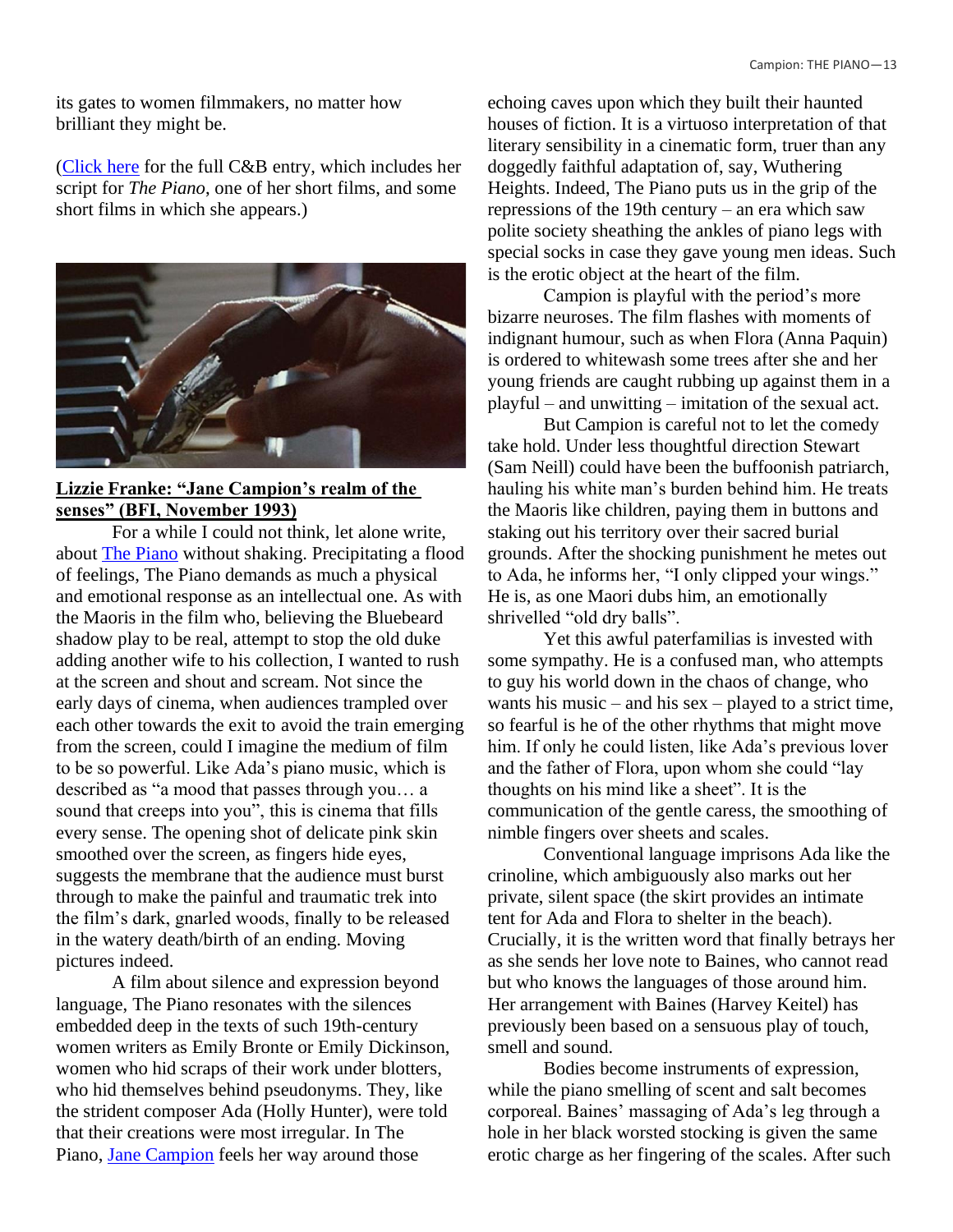its gates to women filmmakers, no matter how brilliant they might be.

(Click here for the full C&B entry, which includes her script for *The Piano*, one of her short films, and some short films in which she appears.)

**Lizzie Franke: "Jane Campion's realm of the senses" (BFI, November 1993)**

For a while I could not think, let alone write, about The Piano without shaking. Precipitating a flood of feelings, The Piano demands as much a physical and emotional response as an intellectual one. As with the Maoris in the film who, believing the Bluebeard shadow play to be real, attempt to stop the old duke adding another wife to his collection, I wanted to rush at the screen and shout and scream. Not since the early days of cinema, when audiences trampled over each other towards the exit to avoid the train emerging from the screen, could I imagine the medium of film to be so powerful. Like Ada's piano music, which is described as "a mood that passes through you… a sound that creeps into you", this is cinema that fills every sense. The opening shot of delicate pink skin smoothed over the screen, as fingers hide eyes, suggests the membrane that the audience must burst through to make the painful and traumatic trek into the film's dark, gnarled woods, finally to be released in the watery death/birth of an ending. Moving pictures indeed.

A film about silence and expression beyond language, The Piano resonates with the silences embedded deep in the texts of such 19th-century women writers as Emily Bronte or Emily Dickinson, women who hid scraps of their work under blotters, who hid themselves behind pseudonyms. They, like the strident composer Ada (Holly Hunter), were told that their creations were most irregular. In The Piano, Jane Campion feels her way around those echoing caves upon which they built their haunted houses of fiction. It is a virtuoso interpretation of that literary sensibility in a cinematic form, truer than any doggedly faithful adaptation of, say, Wuthering Heights. Indeed, The Piano puts us in the grip of the repressions of the 19th century – an era which saw polite society sheathing the ankles of piano legs with special socks in case they gave young men ideas. Such is the erotic object at the heart of the film.

Campion is playful with the period's more bizarre neuroses. The film flashes with moments of indignant humour, such as when Flora (Anna Paquin) is ordered to whitewash some trees after she and her young friends are caught rubbing up against them in a playful – and unwitting – imitation of the sexual act.

But Campion is careful not to let the comedy take hold. Under less thoughtful direction Stewart (Sam Neill) could have been the buffoonish patriarch, hauling his white man's burden behind him. He treats the Maoris like children, paying them in buttons and staking out his territory over their sacred burial grounds. After the shocking punishment he metes out to Ada, he informs her, "I only clipped your wings." He is, as one Maori dubs him, an emotionally shrivelled "old dry balls".

Yet this awful paterfamilias is invested with some sympathy. He is a confused man, who attempts to guy his world down in the chaos of change, who wants his music – and his sex – played to a strict time, so fearful is he of the other rhythms that might move him. If only he could listen, like Ada's previous lover and the father of Flora, upon whom she could "lay thoughts on his mind like a sheet". It is the communication of the gentle caress, the smoothing of nimble fingers over sheets and scales.

Conventional language imprisons Ada like the crinoline, which ambiguously also marks out her private, silent space (the skirt provides an intimate tent for Ada and Flora to shelter in the beach). Crucially, it is the written word that finally betrays her as she sends her love note to Baines, who cannot read but who knows the languages of those around him. Her arrangement with Baines (Harvey Keitel) has previously been based on a sensuous play of touch, smell and sound.

Bodies become instruments of expression, while the piano smelling of scent and salt becomes corporeal. Baines' massaging of Ada's leg through a hole in her black worsted stocking is given the same erotic charge as her fingering of the scales. After such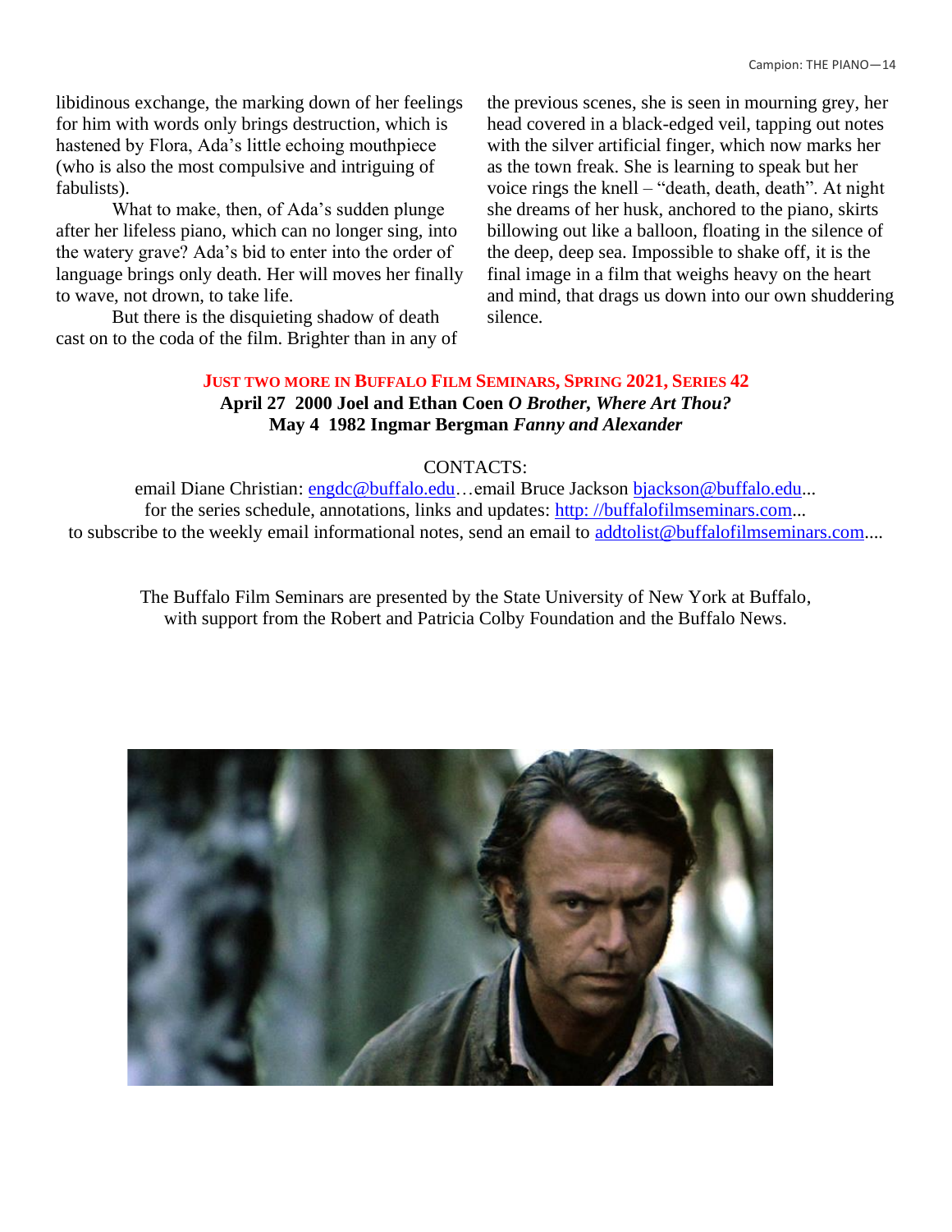libidinous exchange, the marking down of her feelings for him with words only brings destruction, which is hastened by Flora, Ada's little echoing mouthpiece (who is also the most compulsive and intriguing of fabulists).

What to make, then, of Ada's sudden plunge after her lifeless piano, which can no longer sing, into the watery grave? Ada's bid to enter into the order of language brings only death. Her will moves her finally to wave, not drown, to take life.

But there is the disquieting shadow of death cast on to the coda of the film. Brighter than in any of the previous scenes, she is seen in mourning grey, her head covered in a black-edged veil, tapping out notes with the silver artificial finger, which now marks her as the town freak. She is learning to speak but her voice rings the knell – "death, death, death". At night she dreams of her husk, anchored to the piano, skirts billowing out like a balloon, floating in the silence of the deep, deep sea. Impossible to shake off, it is the final image in a film that weighs heavy on the heart and mind, that drags us down into our own shuddering silence.

**JUST TWO MORE IN BUFFALO FILM SEMINARS, SPRING 2021, SERIES 42**

**April 27 2000 Joel and Ethan Coen *O Brother, Where Art Thou?***
**May 4 1982 Ingmar Bergman *Fanny and Alexander***

CONTACTS:
email Diane Christian: engdc@buffalo.edu…email Bruce Jackson bjackson@buffalo.edu...
for the series schedule, annotations, links and updates: http: //buffalofilmseminars.com...
to subscribe to the weekly email informational notes, send an email to addtolist@buffalofilmseminars.com....

The Buffalo Film Seminars are presented by the State University of New York at Buffalo, with support from the Robert and Patricia Colby Foundation and the Buffalo News.